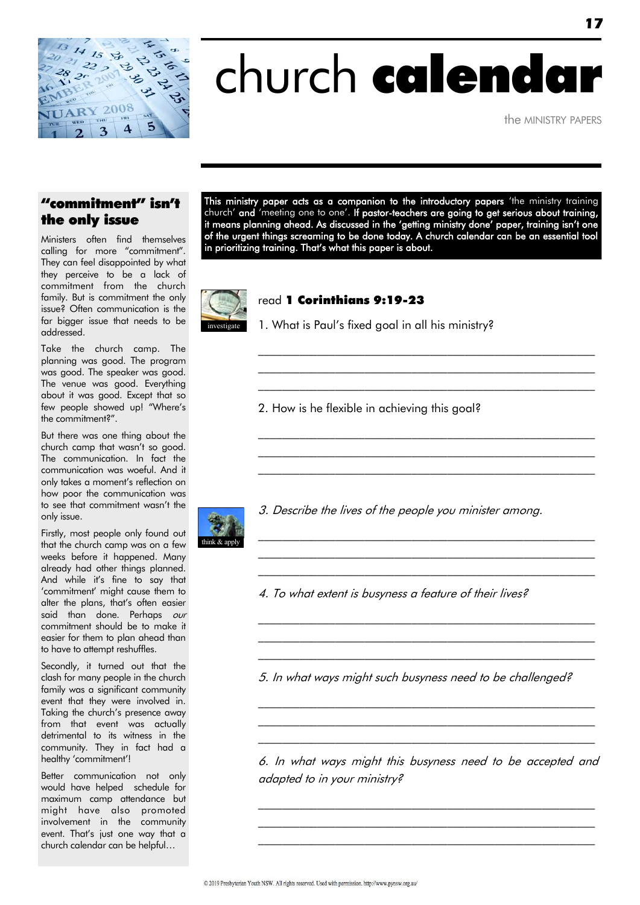# church **calendar**

the MINISTRY PAPERS

This ministry paper acts as a companion to the introductory papers 'the ministry training church' and 'meeting one to one'. If pastor-teachers are going to get serious about training, it means planning ahead. As discussed in the 'getting ministry done' paper, training isn't one of the urgent things screaming to be done today. A church calendar can be an essential tool in prioritizing training. That's what this paper is about.

## "commitment" isn't the only issue

Ministers often find themselves calling for more "commitment". They can feel disappointed by what they perceive to be a lack of commitment from the church family. But is commitment the only issue? Often communication is the far bigger issue that needs to be addressed.

Take the church camp. The planning was good. The program was good. The speaker was good. The venue was good. Everything about it was good. Except that so few people showed up! "Where's the commitment?".

But there was one thing about the church camp that wasn't so good. The communication. In fact the communication was woeful. And it only takes a moment's reflection on how poor the communication was to see that commitment wasn't the only issue.

Firstly, most people only found out that the church camp was on a few weeks before it happened. Many already had other things planned. And while it's fine to say that 'commitment' might cause them to alter the plans, that's often easier said than done. Perhaps *our* commitment should be to make it easier for them to plan ahead than to have to attempt reshuffles.

Secondly, it turned out that the clash for many people in the church family was a significant community event that they were involved in. Taking the church's presence away from that event was actually detrimental to its witness in the community. They in fact had a healthy 'commitment'!

Better communication not only would have helped schedule for maximum camp attendance but might have also promoted involvement in the community event. That's just one way that a church calendar can be helpful…

investigate

read **1 Corinthians 9:19-23**

1. What is Paul's fixed goal in all his ministry?

______________________________________________________

______________________________________________________

______________________________________________________

2. How is he flexible in achieving this goal?

______________________________________________________

______________________________________________________

______________________________________________________

think & apply

*3. Describe the lives of the people you minister among.*

______________________________________________________

______________________________________________________

______________________________________________________

*4. To what extent is busyness a feature of their lives?*

______________________________________________________

______________________________________________________

______________________________________________________

*5. In what ways might such busyness need to be challenged?*

______________________________________________________

______________________________________________________

______________________________________________________

*6. In what ways might this busyness need to be accepted and adapted to in your ministry?*

______________________________________________________

______________________________________________________

______________________________________________________

© 2019 Presbyterian Youth NSW. All rights reserved. Used with permission. http://www.pynsw.org.au/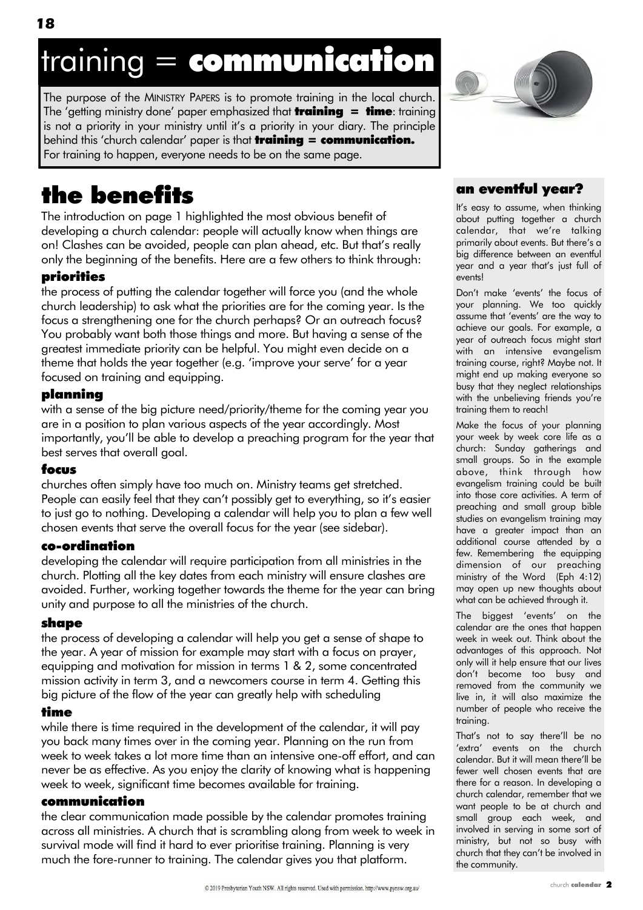# training = **communication**

The purpose of the MINISTRY PAPERS is to promote training in the local church. The 'getting ministry done' paper emphasized that **training = time**: training is not a priority in your ministry until it's a priority in your diary. The principle behind this 'church calendar' paper is that **training = communication.** For training to happen, everyone needs to be on the same page.

## the benefits

The introduction on page 1 highlighted the most obvious benefit of developing a church calendar: people will actually know when things are on! Clashes can be avoided, people can plan ahead, etc. But that's really only the beginning of the benefits. Here are a few others to think through:

### priorities

the process of putting the calendar together will force you (and the whole church leadership) to ask what the priorities are for the coming year. Is the focus a strengthening one for the church perhaps? Or an outreach focus? You probably want both those things and more. But having a sense of the greatest immediate priority can be helpful. You might even decide on a theme that holds the year together (e.g. 'improve your serve' for a year focused on training and equipping.

### planning

with a sense of the big picture need/priority/theme for the coming year you are in a position to plan various aspects of the year accordingly. Most importantly, you'll be able to develop a preaching program for the year that best serves that overall goal.

### focus

churches often simply have too much on. Ministry teams get stretched. People can easily feel that they can't possibly get to everything, so it's easier to just go to nothing. Developing a calendar will help you to plan a few well chosen events that serve the overall focus for the year (see sidebar).

### co-ordination

developing the calendar will require participation from all ministries in the church. Plotting all the key dates from each ministry will ensure clashes are avoided. Further, working together towards the theme for the year can bring unity and purpose to all the ministries of the church.

### shape

the process of developing a calendar will help you get a sense of shape to the year. A year of mission for example may start with a focus on prayer, equipping and motivation for mission in terms 1 & 2, some concentrated mission activity in term 3, and a newcomers course in term 4. Getting this big picture of the flow of the year can greatly help with scheduling

### time

while there is time required in the development of the calendar, it will pay you back many times over in the coming year. Planning on the run from week to week takes a lot more time than an intensive one-off effort, and can never be as effective. As you enjoy the clarity of knowing what is happening week to week, significant time becomes available for training.

### communication

the clear communication made possible by the calendar promotes training across all ministries. A church that is scrambling along from week to week in survival mode will find it hard to ever prioritise training. Planning is very much the fore-runner to training. The calendar gives you that platform.

### an eventful year?

It's easy to assume, when thinking about putting together a church calendar, that we're talking primarily about events. But there's a big difference between an eventful year and a year that's just full of events!

Don't make 'events' the focus of your planning. We too quickly assume that 'events' are the way to achieve our goals. For example, a year of outreach focus might start with an intensive evangelism training course, right? Maybe not. It might end up making everyone so busy that they neglect relationships with the unbelieving friends you're training them to reach!

Make the focus of your planning your week by week core life as a church: Sunday gatherings and small groups. So in the example above, think through how evangelism training could be built into those core activities. A term of preaching and small group bible studies on evangelism training may have a greater impact than an additional course attended by a few. Remembering the equipping dimension of our preaching ministry of the Word (Eph 4:12) may open up new thoughts about what can be achieved through it.

The biggest 'events' on the calendar are the ones that happen week in week out. Think about the advantages of this approach. Not only will it help ensure that our lives don't become too busy and removed from the community we live in, it will also maximize the number of people who receive the training.

That's not to say there'll be no 'extra' events on the church calendar. But it will mean there'll be fewer well chosen events that are there for a reason. In developing a church calendar, remember that we want people to be at church and small group each week, and involved in serving in some sort of ministry, but not so busy with church that they can't be involved in the community.

© 2019 Presbyterian Youth NSW. All rights reserved. Used with permission. http://www.pynsw.org.au/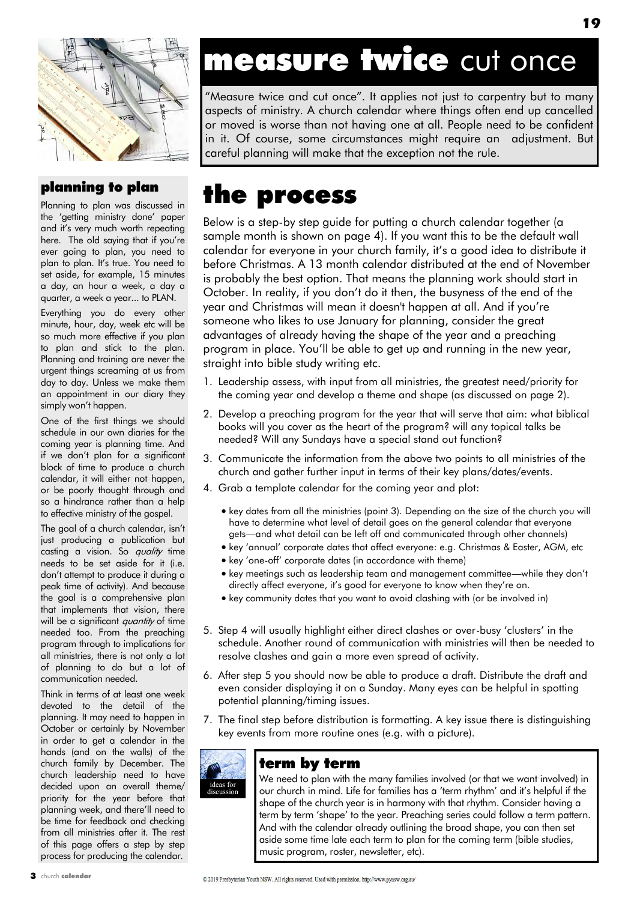# measure twice cut once

"Measure twice and cut once". It applies not just to carpentry but to many aspects of ministry. A church calendar where things often end up cancelled or moved is worse than not having one at all. People need to be confident in it. Of course, some circumstances might require an adjustment. But careful planning will make that the exception not the rule.

## planning to plan

Planning to plan was discussed in the 'getting ministry done' paper and it's very much worth repeating here. The old saying that if you're ever going to plan, you need to plan to plan. It's true. You need to set aside, for example, 15 minutes a day, an hour a week, a day a quarter, a week a year... to PLAN.

Everything you do every other minute, hour, day, week etc will be so much more effective if you plan to plan and stick to the plan. Planning and training are never the urgent things screaming at us from day to day. Unless we make them an appointment in our diary they simply won't happen.

One of the first things we should schedule in our own diaries for the coming year is planning time. And if we don't plan for a significant block of time to produce a church calendar, it will either not happen, or be poorly thought through and so a hindrance rather than a help to effective ministry of the gospel.

The goal of a church calendar, isn't just producing a publication but casting a vision. So *quality* time needs to be set aside for it (i.e. don't attempt to produce it during a peak time of activity). And because the goal is a comprehensive plan that implements that vision, there will be a significant *quantity* of time needed too. From the preaching program through to implications for all ministries, there is not only a lot of planning to do but a lot of communication needed.

Think in terms of at least one week devoted to the detail of the planning. It may need to happen in October or certainly by November in order to get a calendar in the hands (and on the walls) of the church family by December. The church leadership need to have decided upon an overall theme/ priority for the year before that planning week, and there'll need to be time for feedback and checking from all ministries after it. The rest of this page offers a step by step process for producing the calendar.

# the process

Below is a step-by step guide for putting a church calendar together (a sample month is shown on page 4). If you want this to be the default wall calendar for everyone in your church family, it's a good idea to distribute it before Christmas. A 13 month calendar distributed at the end of November is probably the best option. That means the planning work should start in October. In reality, if you don't do it then, the busyness of the end of the year and Christmas will mean it doesn't happen at all. And if you're someone who likes to use January for planning, consider the great advantages of already having the shape of the year and a preaching program in place. You'll be able to get up and running in the new year, straight into bible study writing etc.

1. Leadership assess, with input from all ministries, the greatest need/priority for the coming year and develop a theme and shape (as discussed on page 2).
2. Develop a preaching program for the year that will serve that aim: what biblical books will you cover as the heart of the program? will any topical talks be needed? Will any Sundays have a special stand out function?
3. Communicate the information from the above two points to all ministries of the church and gather further input in terms of their key plans/dates/events.
4. Grab a template calendar for the coming year and plot:
   - key dates from all the ministries (point 3). Depending on the size of the church you will have to determine what level of detail goes on the general calendar that everyone gets—and what detail can be left off and communicated through other channels)
   - key 'annual' corporate dates that affect everyone: e.g. Christmas & Easter, AGM, etc
   - key 'one-off' corporate dates (in accordance with theme)
   - key meetings such as leadership team and management committee—while they don't directly affect everyone, it's good for everyone to know when they're on.
   - key community dates that you want to avoid clashing with (or be involved in)
5. Step 4 will usually highlight either direct clashes or over-busy 'clusters' in the schedule. Another round of communication with ministries will then be needed to resolve clashes and gain a more even spread of activity.
6. After step 5 you should now be able to produce a draft. Distribute the draft and even consider displaying it on a Sunday. Many eyes can be helpful in spotting potential planning/timing issues.
7. The final step before distribution is formatting. A key issue there is distinguishing key events from more routine ones (e.g. with a picture).

ideas for discussion

## term by term

We need to plan with the many families involved (or that we want involved) in our church in mind. Life for families has a 'term rhythm' and it's helpful if the shape of the church year is in harmony with that rhythm. Consider having a term by term 'shape' to the year. Preaching series could follow a term pattern. And with the calendar already outlining the broad shape, you can then set aside some time late each term to plan for the coming term (bible studies, music program, roster, newsletter, etc).

© 2019 Presbyterian Youth NSW. All rights reserved. Used with permission. http://www.pynsw.org.au/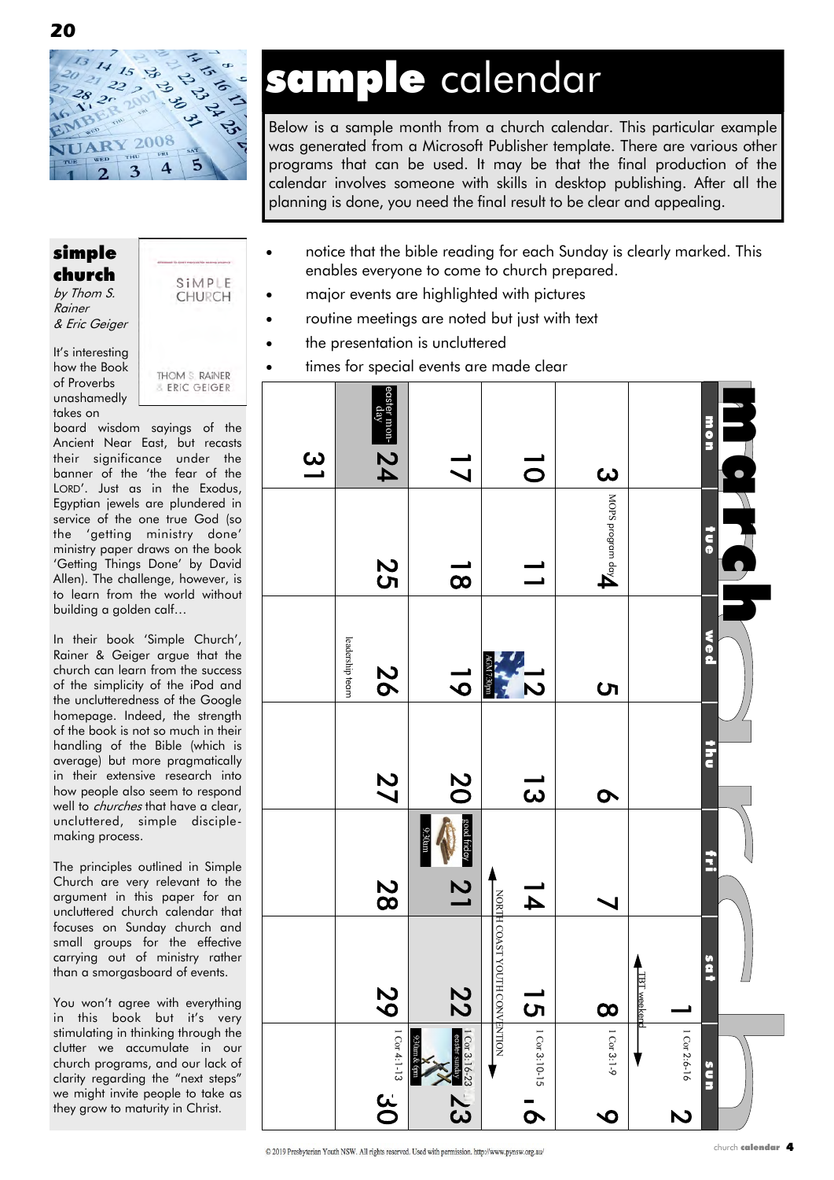# sample calendar

Below is a sample month from a church calendar. This particular example was generated from a Microsoft Publisher template. There are various other programs that can be used. It may be that the final production of the calendar involves someone with skills in desktop publishing. After all the planning is done, you need the final result to be clear and appealing.

- notice that the bible reading for each Sunday is clearly marked. This enables everyone to come to church prepared.
- major events are highlighted with pictures
- routine meetings are noted but just with text
- the presentation is uncluttered
- times for special events are made clear

## march

| mon | tue | wed | thu | fri | sat | sun |
|---|---|---|---|---|---|---|
| | | | | | 1 TBT weekend | 2 1 Cor 2:6-16 |
| 3 | 4 MOPS program day | 5 | 6 | 7 | 8 | 9 1 Cor 3:1-9 |
| 10 | 11 | 12 AGM 7:30pm | 13 | 14 NORTH COAST YOUTH CONVENTION | 15 | 16 1 Cor 3:10-15 |
| 17 | 18 | 19 | 20 | 21 good friday 9:30am | 22 | 23 1 Cor 3:16-23 easter sunday 9:30am & 6pm |
| 24 easter monday | 25 | 26 leadership team | 27 | 28 | 29 | 30 1 Cor 4:1-13 |
| 31 | | | | | | |

## simple church

*by Thom S. Rainer & Eric Geiger*

It's interesting how the Book of Proverbs unashamedly takes on board wisdom sayings of the Ancient Near East, but recasts their significance under the banner of the 'the fear of the LORD'. Just as in the Exodus, Egyptian jewels are plundered in service of the one true God (so the 'getting ministry done' ministry paper draws on the book 'Getting Things Done' by David Allen). The challenge, however, is to learn from the world without building a golden calf...

In their book 'Simple Church', Rainer & Geiger argue that the church can learn from the success of the simplicity of the iPod and the unclutteredness of the Google homepage. Indeed, the strength of the book is not so much in their handling of the Bible (which is average) but more pragmatically in their extensive research into how people also seem to respond well to *churches* that have a clear, uncluttered, simple disciple-making process.

The principles outlined in Simple Church are very relevant to the argument in this paper for an uncluttered church calendar that focuses on Sunday church and small groups for the effective carrying out of ministry rather than a smorgasboard of events.

You won't agree with everything in this book but it's very stimulating in thinking through the clutter we accumulate in our church programs, and our lack of clarity regarding the "next steps" we might invite people to take as they grow to maturity in Christ.

© 2019 Presbyterian Youth NSW. All rights reserved. Used with permission. http://www.pynsw.org.au/